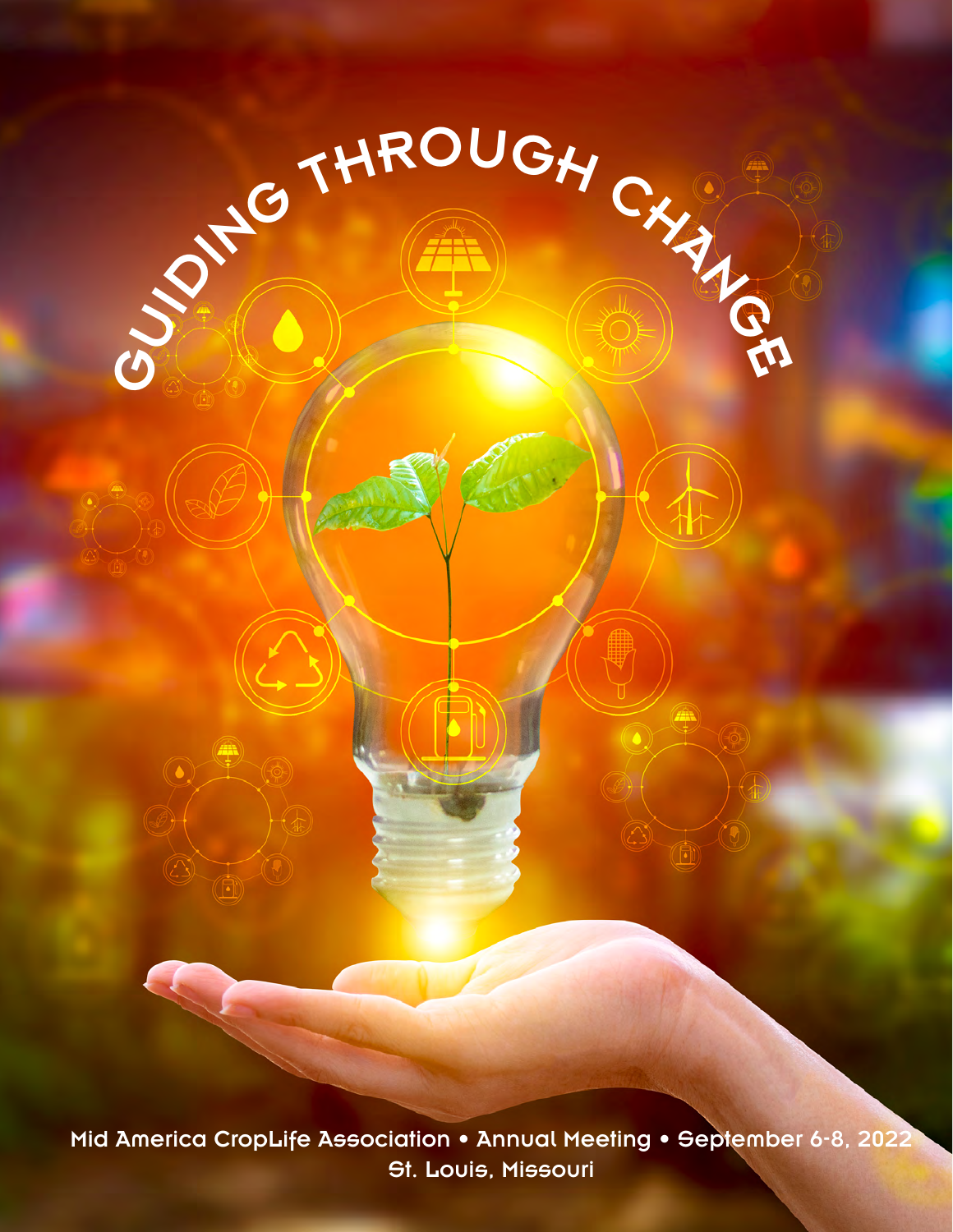# GUIDING THROUGH CHANGE

Mid America CropLife Association • Annual Meeting • September 6-8, 2022
St. Louis, Missouri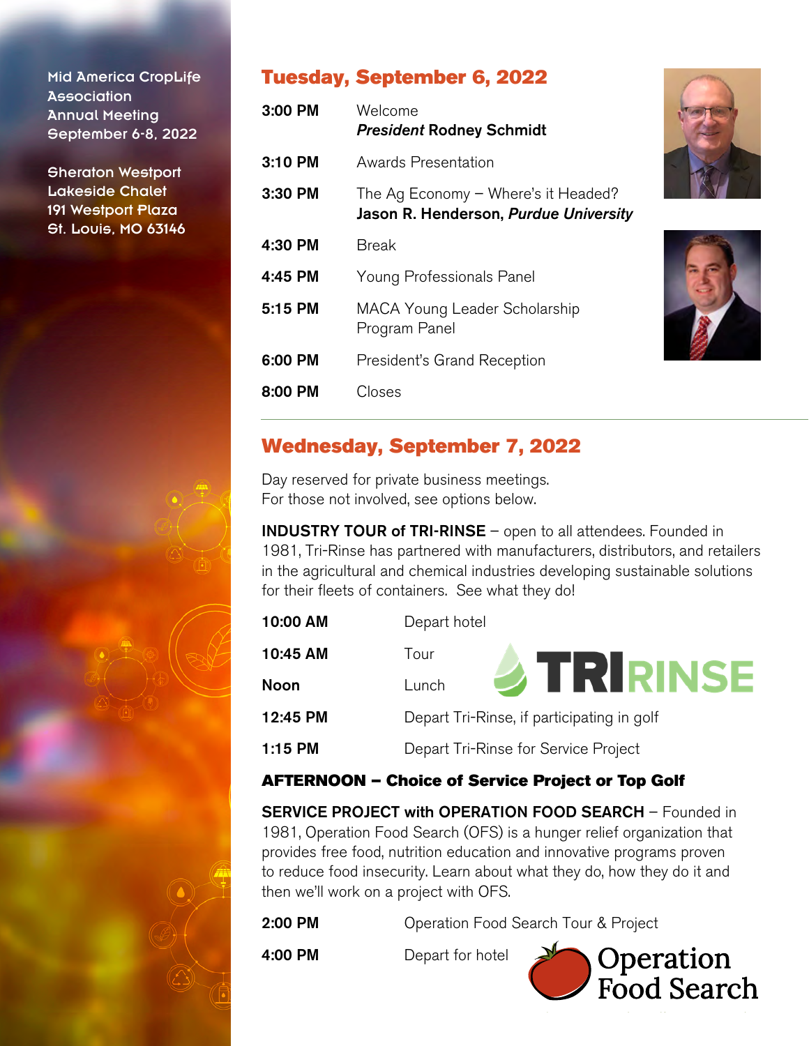Mid America CropLife Association
Annual Meeting
September 6-8, 2022

Sheraton Westport
Lakeside Chalet
191 Westport Plaza
St. Louis, MO 63146

## Tuesday, September 6, 2022

| | |
|---|---|
| **3:00 PM** | Welcome<br>***President*** **Rodney Schmidt** |
| **3:10 PM** | Awards Presentation |
| **3:30 PM** | The Ag Economy – Where's it Headed?<br>**Jason R. Henderson, *Purdue University*** |
| **4:30 PM** | Break |
| **4:45 PM** | Young Professionals Panel |
| **5:15 PM** | MACA Young Leader Scholarship Program Panel |
| **6:00 PM** | President's Grand Reception |
| **8:00 PM** | Closes |

## Wednesday, September 7, 2022

Day reserved for private business meetings.
For those not involved, see options below.

**INDUSTRY TOUR of TRI-RINSE** – open to all attendees. Founded in 1981, Tri-Rinse has partnered with manufacturers, distributors, and retailers in the agricultural and chemical industries developing sustainable solutions for their fleets of containers. See what they do!

| | |
|---|---|
| **10:00 AM** | Depart hotel |
| **10:45 AM** | Tour |
| **Noon** | Lunch |
| **12:45 PM** | Depart Tri-Rinse, if participating in golf |
| **1:15 PM** | Depart Tri-Rinse for Service Project |

TRIRINSE

**AFTERNOON – Choice of Service Project or Top Golf**

**SERVICE PROJECT with OPERATION FOOD SEARCH** – Founded in 1981, Operation Food Search (OFS) is a hunger relief organization that provides free food, nutrition education and innovative programs proven to reduce food insecurity. Learn about what they do, how they do it and then we'll work on a project with OFS.

| | |
|---|---|
| **2:00 PM** | Operation Food Search Tour & Project |
| **4:00 PM** | Depart for hotel |

Operation Food Search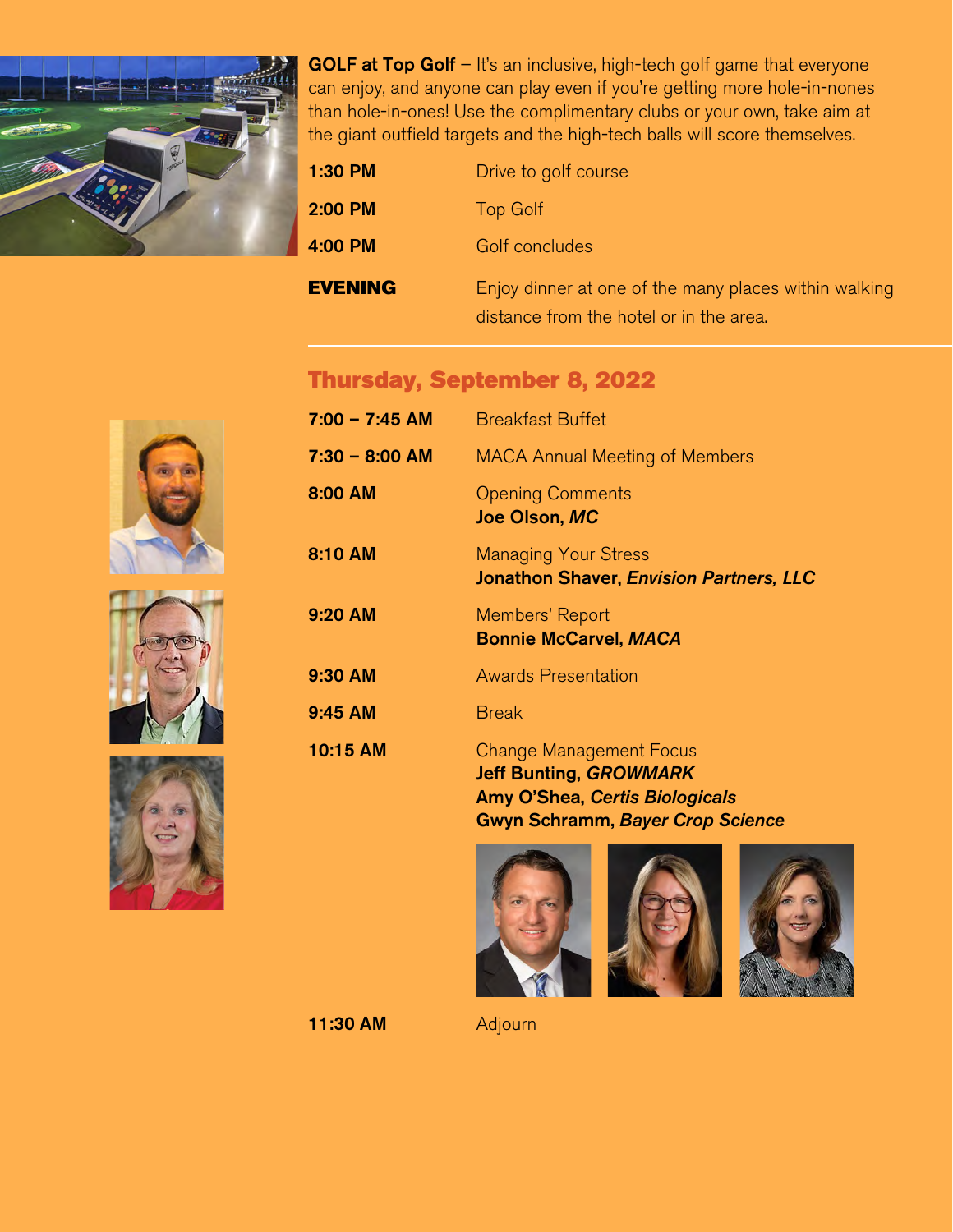**GOLF at Top Golf** – It's an inclusive, high-tech golf game that everyone can enjoy, and anyone can play even if you're getting more hole-in-nones than hole-in-ones! Use the complimentary clubs or your own, take aim at the giant outfield targets and the high-tech balls will score themselves.

| | |
|---|---|
| **1:30 PM** | Drive to golf course |
| **2:00 PM** | Top Golf |
| **4:00 PM** | Golf concludes |
| **EVENING** | Enjoy dinner at one of the many places within walking distance from the hotel or in the area. |

## Thursday, September 8, 2022

| | |
|---|---|
| **7:00 – 7:45 AM** | Breakfast Buffet |
| **7:30 – 8:00 AM** | MACA Annual Meeting of Members |
| **8:00 AM** | Opening Comments<br>**Joe Olson, *MC*** |
| **8:10 AM** | Managing Your Stress<br>**Jonathon Shaver, *Envision Partners, LLC*** |
| **9:20 AM** | Members' Report<br>**Bonnie McCarvel, *MACA*** |
| **9:30 AM** | Awards Presentation |
| **9:45 AM** | Break |
| **10:15 AM** | Change Management Focus<br>**Jeff Bunting, *GROWMARK***<br>**Amy O'Shea, *Certis Biologicals***<br>**Gwyn Schramm, *Bayer Crop Science*** |
| **11:30 AM** | Adjourn |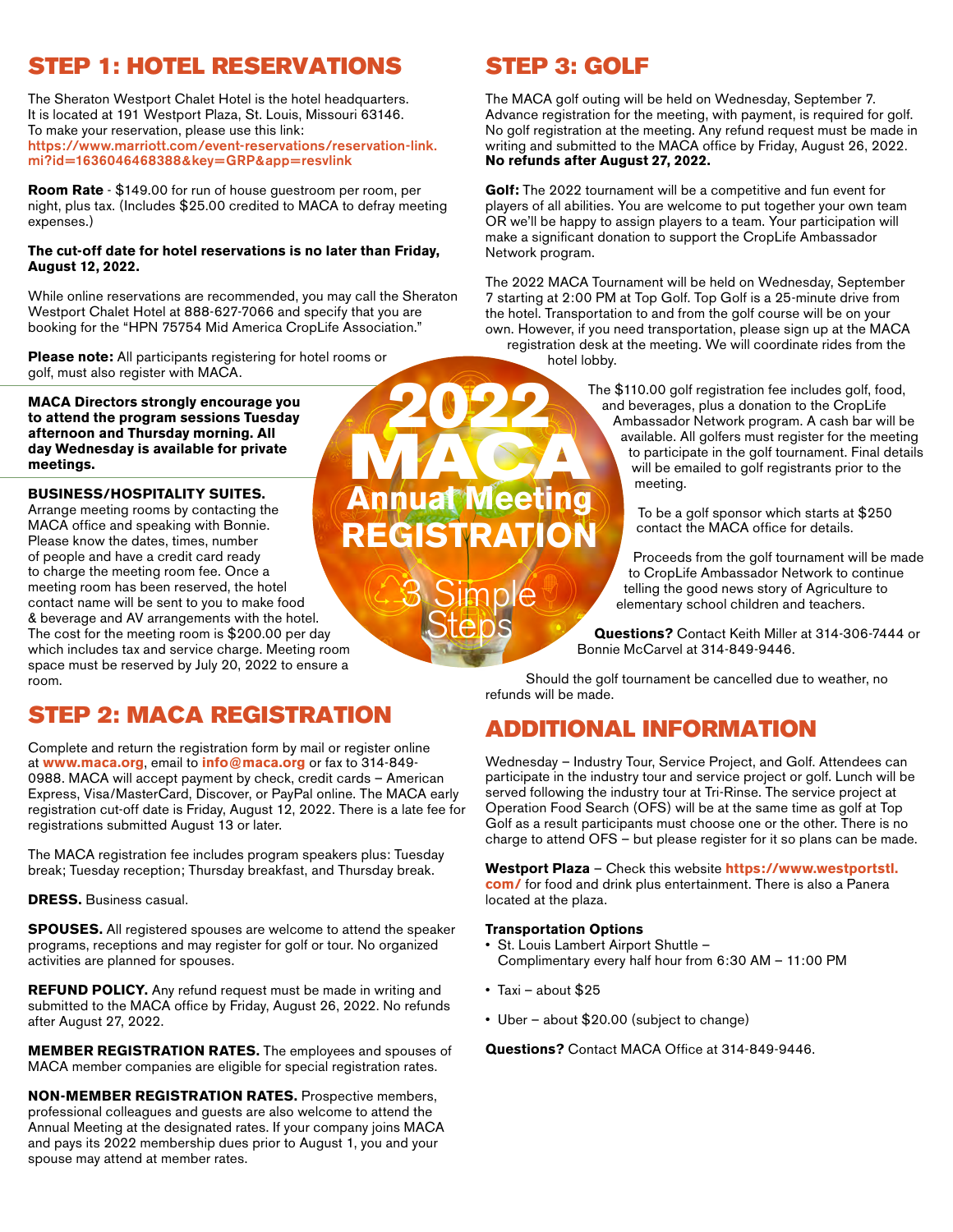## STEP 1: HOTEL RESERVATIONS

The Sheraton Westport Chalet Hotel is the hotel headquarters. It is located at 191 Westport Plaza, St. Louis, Missouri 63146. To make your reservation, please use this link: https://www.marriott.com/event-reservations/reservation-link.mi?id=1636046468388&key=GRP&app=resvlink

**Room Rate** - $149.00 for run of house guestroom per room, per night, plus tax. (Includes $25.00 credited to MACA to defray meeting expenses.)

**The cut-off date for hotel reservations is no later than Friday, August 12, 2022.**

While online reservations are recommended, you may call the Sheraton Westport Chalet Hotel at 888-627-7066 and specify that you are booking for the "HPN 75754 Mid America CropLife Association."

**Please note:** All participants registering for hotel rooms or golf, must also register with MACA.

**MACA Directors strongly encourage you to attend the program sessions Tuesday afternoon and Thursday morning. All day Wednesday is available for private meetings.**

**BUSINESS/HOSPITALITY SUITES.** Arrange meeting rooms by contacting the MACA office and speaking with Bonnie. Please know the dates, times, number of people and have a credit card ready to charge the meeting room fee. Once a meeting room has been reserved, the hotel contact name will be sent to you to make food & beverage and AV arrangements with the hotel. The cost for the meeting room is $200.00 per day which includes tax and service charge. Meeting room space must be reserved by July 20, 2022 to ensure a room.

## STEP 2: MACA REGISTRATION

Complete and return the registration form by mail or register online at **www.maca.org**, email to **info@maca.org** or fax to 314-849-0988. MACA will accept payment by check, credit cards – American Express, Visa/MasterCard, Discover, or PayPal online. The MACA early registration cut-off date is Friday, August 12, 2022. There is a late fee for registrations submitted August 13 or later.

The MACA registration fee includes program speakers plus: Tuesday break; Tuesday reception; Thursday breakfast, and Thursday break.

**DRESS.** Business casual.

**SPOUSES.** All registered spouses are welcome to attend the speaker programs, receptions and may register for golf or tour. No organized activities are planned for spouses.

**REFUND POLICY.** Any refund request must be made in writing and submitted to the MACA office by Friday, August 26, 2022. No refunds after August 27, 2022.

**MEMBER REGISTRATION RATES.** The employees and spouses of MACA member companies are eligible for special registration rates.

**NON-MEMBER REGISTRATION RATES.** Prospective members, professional colleagues and guests are also welcome to attend the Annual Meeting at the designated rates. If your company joins MACA and pays its 2022 membership dues prior to August 1, you and your spouse may attend at member rates.

# 2022 MACA Annual Meeting REGISTRATION

3 Simple Steps

## STEP 3: GOLF

The MACA golf outing will be held on Wednesday, September 7. Advance registration for the meeting, with payment, is required for golf. No golf registration at the meeting. Any refund request must be made in writing and submitted to the MACA office by Friday, August 26, 2022. **No refunds after August 27, 2022.**

**Golf:** The 2022 tournament will be a competitive and fun event for players of all abilities. You are welcome to put together your own team OR we'll be happy to assign players to a team. Your participation will make a significant donation to support the CropLife Ambassador Network program.

The 2022 MACA Tournament will be held on Wednesday, September 7 starting at 2:00 PM at Top Golf. Top Golf is a 25-minute drive from the hotel. Transportation to and from the golf course will be on your own. However, if you need transportation, please sign up at the MACA registration desk at the meeting. We will coordinate rides from the hotel lobby.

The $110.00 golf registration fee includes golf, food, and beverages, plus a donation to the CropLife Ambassador Network program. A cash bar will be available. All golfers must register for the meeting to participate in the golf tournament. Final details will be emailed to golf registrants prior to the meeting.

To be a golf sponsor which starts at $250 contact the MACA office for details.

Proceeds from the golf tournament will be made to CropLife Ambassador Network to continue telling the good news story of Agriculture to elementary school children and teachers.

**Questions?** Contact Keith Miller at 314-306-7444 or Bonnie McCarvel at 314-849-9446.

Should the golf tournament be cancelled due to weather, no refunds will be made.

## ADDITIONAL INFORMATION

Wednesday – Industry Tour, Service Project, and Golf. Attendees can participate in the industry tour and service project or golf. Lunch will be served following the industry tour at Tri-Rinse. The service project at Operation Food Search (OFS) will be at the same time as golf at Top Golf as a result participants must choose one or the other. There is no charge to attend OFS – but please register for it so plans can be made.

**Westport Plaza** – Check this website **https://www.westportstl.com/** for food and drink plus entertainment. There is also a Panera located at the plaza.

**Transportation Options**

- St. Louis Lambert Airport Shuttle – Complimentary every half hour from 6:30 AM – 11:00 PM
- Taxi – about $25
- Uber – about $20.00 (subject to change)

**Questions?** Contact MACA Office at 314-849-9446.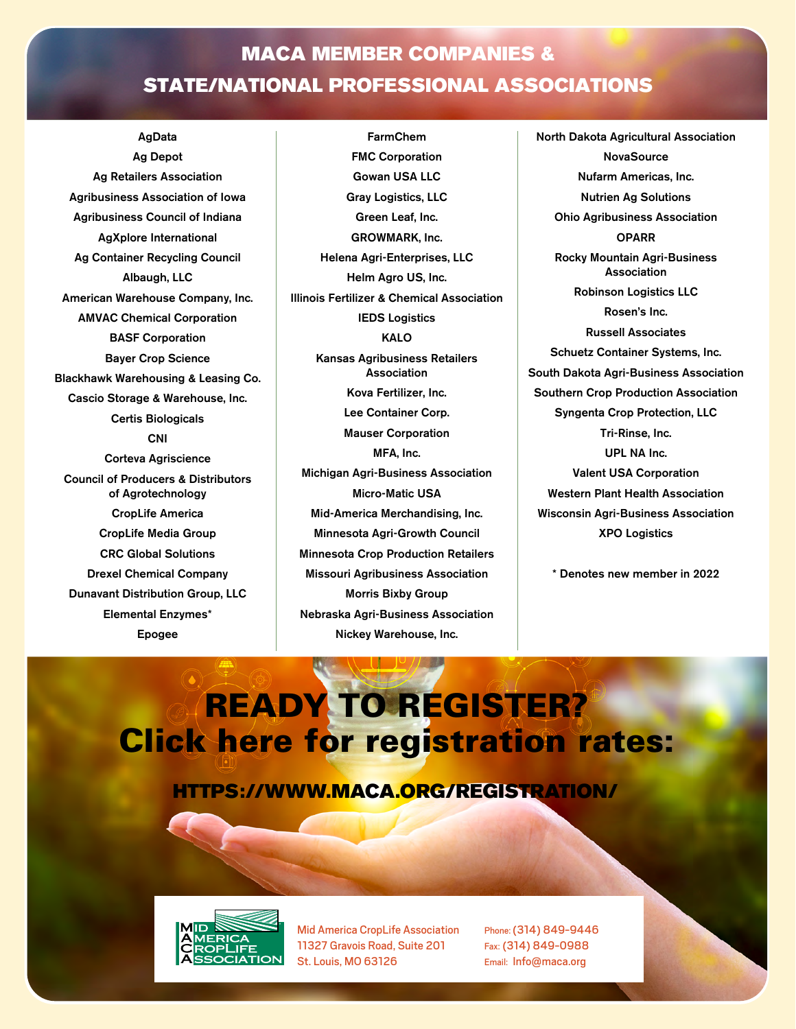# MACA MEMBER COMPANIES & STATE/NATIONAL PROFESSIONAL ASSOCIATIONS

AgData
Ag Depot
Ag Retailers Association
Agribusiness Association of Iowa
Agribusiness Council of Indiana
AgXplore International
Ag Container Recycling Council
Albaugh, LLC
American Warehouse Company, Inc.
AMVAC Chemical Corporation
BASF Corporation
Bayer Crop Science
Blackhawk Warehousing & Leasing Co.
Cascio Storage & Warehouse, Inc.
Certis Biologicals
CNI
Corteva Agriscience
Council of Producers & Distributors of Agrotechnology
CropLife America
CropLife Media Group
CRC Global Solutions
Drexel Chemical Company
Dunavant Distribution Group, LLC
Elemental Enzymes*
Epogee
FarmChem
FMC Corporation
Gowan USA LLC
Gray Logistics, LLC
Green Leaf, Inc.
GROWMARK, Inc.
Helena Agri-Enterprises, LLC
Helm Agro US, Inc.
Illinois Fertilizer & Chemical Association
IEDS Logistics
KALO
Kansas Agribusiness Retailers Association
Kova Fertilizer, Inc.
Lee Container Corp.
Mauser Corporation
MFA, Inc.
Michigan Agri-Business Association
Micro-Matic USA
Mid-America Merchandising, Inc.
Minnesota Agri-Growth Council
Minnesota Crop Production Retailers
Missouri Agribusiness Association
Morris Bixby Group
Nebraska Agri-Business Association
Nickey Warehouse, Inc.
North Dakota Agricultural Association
NovaSource
Nufarm Americas, Inc.
Nutrien Ag Solutions
Ohio Agribusiness Association
OPARR
Rocky Mountain Agri-Business Association
Robinson Logistics LLC
Rosen's Inc.
Russell Associates
Schuetz Container Systems, Inc.
South Dakota Agri-Business Association
Southern Crop Production Association
Syngenta Crop Protection, LLC
Tri-Rinse, Inc.
UPL NA Inc.
Valent USA Corporation
Western Plant Health Association
Wisconsin Agri-Business Association
XPO Logistics

\* Denotes new member in 2022

# READY TO REGISTER?
# Click here for registration rates:

**HTTPS://WWW.MACA.ORG/REGISTRATION/**

MID AMERICA CROPLIFE ASSOCIATION

Mid America CropLife Association
11327 Gravois Road, Suite 201
St. Louis, MO 63126

Phone: (314) 849-9446
Fax: (314) 849-0988
Email: Info@maca.org